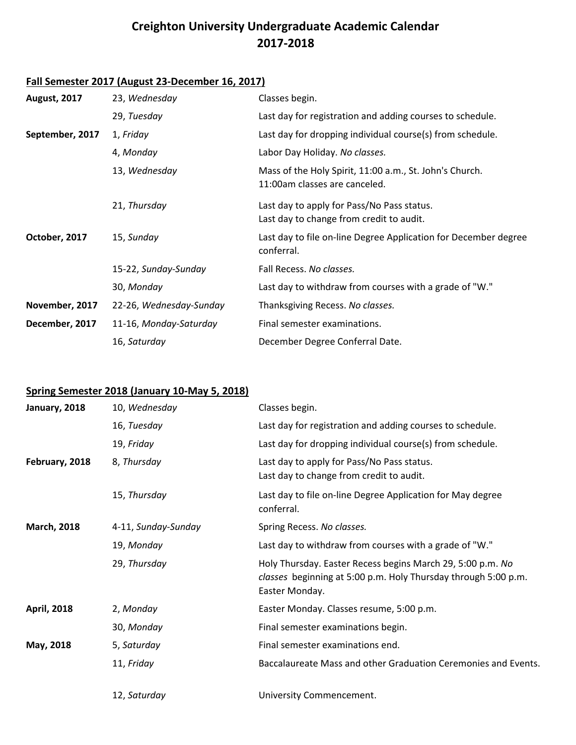# Creighton University Undergraduate Academic Calendar 2017-2018

## Fall Semester 2017 (August 23-December 16, 2017)

| | | |
|---|---|---|
| **August, 2017** | 23, *Wednesday* | Classes begin. |
| | 29, *Tuesday* | Last day for registration and adding courses to schedule. |
| **September, 2017** | 1, *Friday* | Last day for dropping individual course(s) from schedule. |
| | 4, *Monday* | Labor Day Holiday. *No classes.* |
| | 13, *Wednesday* | Mass of the Holy Spirit, 11:00 a.m., St. John's Church. 11:00am classes are canceled. |
| | 21, *Thursday* | Last day to apply for Pass/No Pass status. Last day to change from credit to audit. |
| **October, 2017** | 15, *Sunday* | Last day to file on-line Degree Application for December degree conferral. |
| | 15-22, *Sunday-Sunday* | Fall Recess. *No classes.* |
| | 30, *Monday* | Last day to withdraw from courses with a grade of "W." |
| **November, 2017** | 22-26, *Wednesday-Sunday* | Thanksgiving Recess. *No classes.* |
| **December, 2017** | 11-16, *Monday-Saturday* | Final semester examinations. |
| | 16, *Saturday* | December Degree Conferral Date. |

## Spring Semester 2018 (January 10-May 5, 2018)

| | | |
|---|---|---|
| **January, 2018** | 10, *Wednesday* | Classes begin. |
| | 16, *Tuesday* | Last day for registration and adding courses to schedule. |
| | 19, *Friday* | Last day for dropping individual course(s) from schedule. |
| **February, 2018** | 8, *Thursday* | Last day to apply for Pass/No Pass status. Last day to change from credit to audit. |
| | 15, *Thursday* | Last day to file on-line Degree Application for May degree conferral. |
| **March, 2018** | 4-11, *Sunday-Sunday* | Spring Recess. *No classes.* |
| | 19, *Monday* | Last day to withdraw from courses with a grade of "W." |
| | 29, *Thursday* | Holy Thursday. Easter Recess begins March 29, 5:00 p.m. *No classes* beginning at 5:00 p.m. Holy Thursday through 5:00 p.m. Easter Monday. |
| **April, 2018** | 2, *Monday* | Easter Monday. Classes resume, 5:00 p.m. |
| | 30, *Monday* | Final semester examinations begin. |
| **May, 2018** | 5, *Saturday* | Final semester examinations end. |
| | 11, *Friday* | Baccalaureate Mass and other Graduation Ceremonies and Events. |
| | 12, *Saturday* | University Commencement. |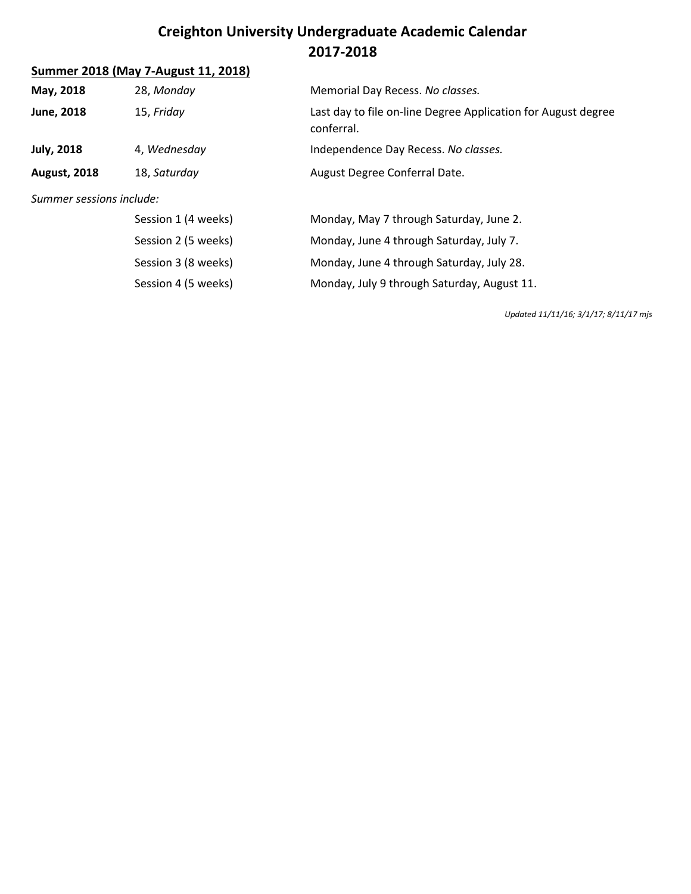# Creighton University Undergraduate Academic Calendar 2017-2018

**Summer 2018 (May 7-August 11, 2018)**

| | | |
|---|---|---|
| **May, 2018** | 28, *Monday* | Memorial Day Recess. *No classes.* |
| **June, 2018** | 15, *Friday* | Last day to file on-line Degree Application for August degree conferral. |
| **July, 2018** | 4, *Wednesday* | Independence Day Recess. *No classes.* |
| **August, 2018** | 18, *Saturday* | August Degree Conferral Date. |

*Summer sessions include:*

| | |
|---|---|
| Session 1 (4 weeks) | Monday, May 7 through Saturday, June 2. |
| Session 2 (5 weeks) | Monday, June 4 through Saturday, July 7. |
| Session 3 (8 weeks) | Monday, June 4 through Saturday, July 28. |
| Session 4 (5 weeks) | Monday, July 9 through Saturday, August 11. |

*Updated 11/11/16; 3/1/17; 8/11/17 mjs*